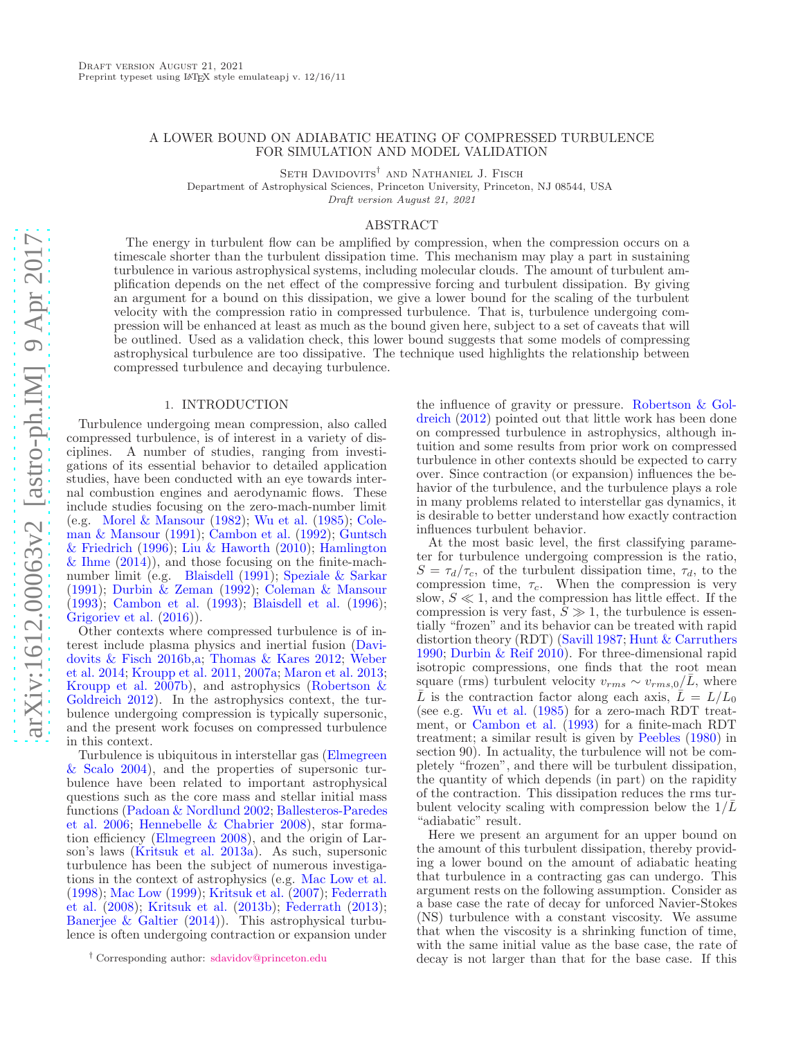# A LOWER BOUND ON ADIABATIC HEATING OF COMPRESSED TURBULENCE FOR SIMULATION AND MODEL VALIDATION

Seth Davidovits[†] and Nathaniel J. Fisch

Department of Astrophysical Sciences, Princeton University, Princeton, NJ 08544, USA

*Draft version August 21, 2021*

## ABSTRACT

The energy in turbulent flow can be amplified by compression, when the compression occurs on a timescale shorter than the turbulent dissipation time. This mechanism may play a part in sustaining turbulence in various astrophysical systems, including molecular clouds. The amount of turbulent amplification depends on the net effect of the compressive forcing and turbulent dissipation. By giving an argument for a bound on this dissipation, we give a lower bound for the scaling of the turbulent velocity with the compression ratio in compressed turbulence. That is, turbulence undergoing compression will be enhanced at least as much as the bound given here, subject to a set of caveats that will be outlined. Used as a validation check, this lower bound suggests that some models of compressing astrophysical turbulence are too dissipative. The technique used highlights the relationship between compressed turbulence and decaying turbulence.

## 1. INTRODUCTION

Turbulence undergoing mean compression, also called compressed turbulence, is of interest in a variety of disciplines. A number of studies, ranging from investigations of its essential behavior to detailed application studies, have been conducted with an eye towards internal combustion engines and aerodynamic flows. These include studies focusing on the zero-mach-number limit (e.g. Morel & Mansour (1982); Wu et al. (1985); Coleman & Mansour (1991); Cambon et al. (1992); Guntsch & Friedrich (1996); Liu & Haworth (2010); Hamlington & Ihme (2014)), and those focusing on the finite-mach-number limit (e.g. Blaisdell (1991); Speziale & Sarkar (1991); Durbin & Zeman (1992); Coleman & Mansour (1993); Cambon et al. (1993); Blaisdell et al. (1996); Grigoriev et al. (2016)).

Other contexts where compressed turbulence is of interest include plasma physics and inertial fusion (Davidovits & Fisch 2016b,a; Thomas & Kares 2012; Weber et al. 2014; Kroupp et al. 2011, 2007a; Maron et al. 2013; Kroupp et al. 2007b), and astrophysics (Robertson & Goldreich 2012). In the astrophysics context, the turbulence undergoing compression is typically supersonic, and the present work focuses on compressed turbulence in this context.

Turbulence is ubiquitous in interstellar gas (Elmegreen & Scalo 2004), and the properties of supersonic turbulence have been related to important astrophysical questions such as the core mass and stellar initial mass functions (Padoan & Nordlund 2002; Ballesteros-Paredes et al. 2006; Hennebelle & Chabrier 2008), star formation efficiency (Elmegreen 2008), and the origin of Larson's laws (Kritsuk et al. 2013a). As such, supersonic turbulence has been the subject of numerous investigations in the context of astrophysics (e.g. Mac Low et al. (1998); Mac Low (1999); Kritsuk et al. (2007); Federrath et al. (2008); Kritsuk et al. (2013b); Federrath (2013); Banerjee & Galtier (2014)). This astrophysical turbulence is often undergoing contraction or expansion under the influence of gravity or pressure. Robertson & Goldreich (2012) pointed out that little work has been done on compressed turbulence in astrophysics, although intuition and some results from prior work on compressed turbulence in other contexts should be expected to carry over. Since contraction (or expansion) influences the behavior of the turbulence, and the turbulence plays a role in many problems related to interstellar gas dynamics, it is desirable to better understand how exactly contraction influences turbulent behavior.

At the most basic level, the first classifying parameter for turbulence undergoing compression is the ratio, $S = \tau_d/\tau_c$, of the turbulent dissipation time, $\tau_d$, to the compression time, $\tau_c$. When the compression is very slow, $S \ll 1$, and the compression has little effect. If the compression is very fast, $S \gg 1$, the turbulence is essentially "frozen" and its behavior can be treated with rapid distortion theory (RDT) (Savill 1987; Hunt & Carruthers 1990; Durbin & Reif 2010). For three-dimensional rapid isotropic compressions, one finds that the root mean square (rms) turbulent velocity $v_{rms} \sim v_{rms,0}/\bar{L}$, where $\bar{L}$ is the contraction factor along each axis, $\bar{L} = L/L_0$ (see e.g. Wu et al. (1985) for a zero-mach RDT treatment, or Cambon et al. (1993) for a finite-mach RDT treatment; a similar result is given by Peebles (1980) in section 90). In actuality, the turbulence will not be completely "frozen", and there will be turbulent dissipation, the quantity of which depends (in part) on the rapidity of the contraction. This dissipation reduces the rms turbulent velocity scaling with compression below the $1/\bar{L}$ "adiabatic" result.

Here we present an argument for an upper bound on the amount of this turbulent dissipation, thereby providing a lower bound on the amount of adiabatic heating that turbulence in a contracting gas can undergo. This argument rests on the following assumption. Consider as a base case the rate of decay for unforced Navier-Stokes (NS) turbulence with a constant viscosity. We assume that when the viscosity is a shrinking function of time, with the same initial value as the base case, the rate of decay is not larger than that for the base case. If this

[†] Corresponding author: sdavidov@princeton.edu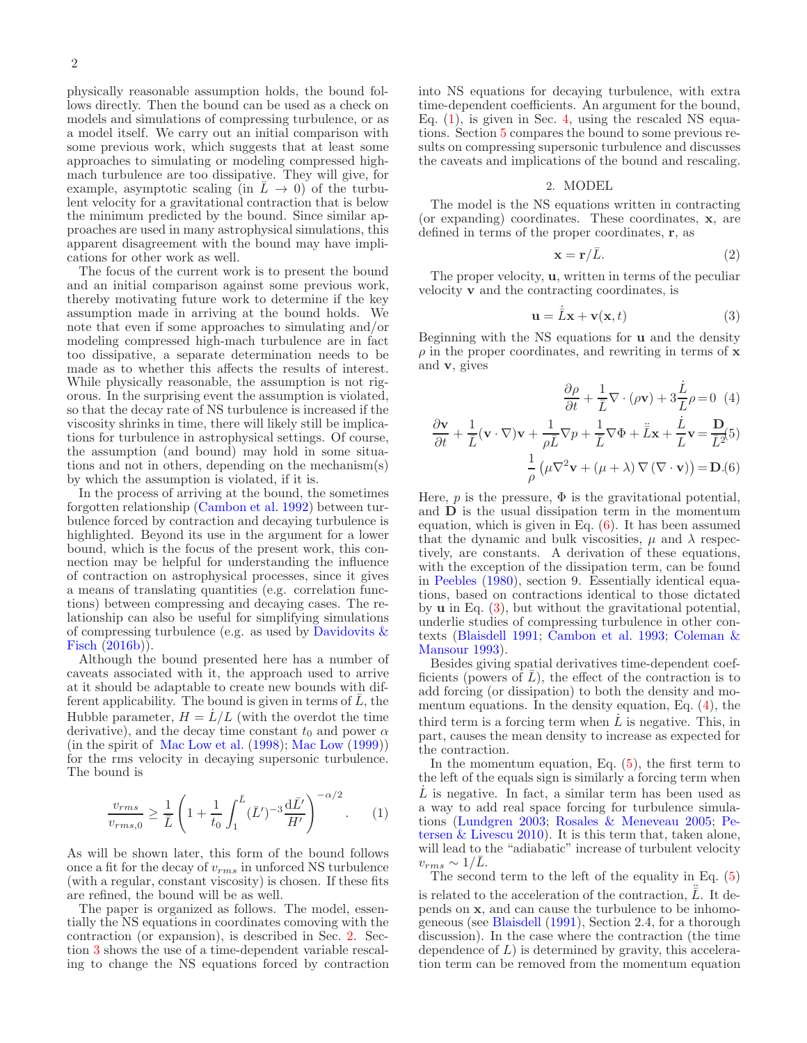physically reasonable assumption holds, the bound follows directly. Then the bound can be used as a check on models and simulations of compressing turbulence, or as a model itself. We carry out an initial comparison with some previous work, which suggests that at least some approaches to simulating or modeling compressed high-mach turbulence are too dissipative. They will give, for example, asymptotic scaling (in $\bar{L} \to 0$) of the turbulent velocity for a gravitational contraction that is below the minimum predicted by the bound. Since similar approaches are used in many astrophysical simulations, this apparent disagreement with the bound may have implications for other work as well.

The focus of the current work is to present the bound and an initial comparison against some previous work, thereby motivating future work to determine if the key assumption made in arriving at the bound holds. We note that even if some approaches to simulating and/or modeling compressed high-mach turbulence are in fact too dissipative, a separate determination needs to be made as to whether this affects the results of interest. While physically reasonable, the assumption is not rigorous. In the surprising event the assumption is violated, so that the decay rate of NS turbulence is increased if the viscosity shrinks in time, there will likely still be implications for turbulence in astrophysical settings. Of course, the assumption (and bound) may hold in some situations and not in others, depending on the mechanism(s) by which the assumption is violated, if it is.

In the process of arriving at the bound, the sometimes forgotten relationship (Cambon et al. 1992) between turbulence forced by contraction and decaying turbulence is highlighted. Beyond its use in the argument for a lower bound, which is the focus of the present work, this connection may be helpful for understanding the influence of contraction on astrophysical processes, since it gives a means of translating quantities (e.g. correlation functions) between compressing and decaying cases. The relationship can also be useful for simplifying simulations of compressing turbulence (e.g. as used by Davidovits & Fisch (2016b)).

Although the bound presented here has a number of caveats associated with it, the approach used to arrive at it should be adaptable to create new bounds with different applicability. The bound is given in terms of $\bar{L}$, the Hubble parameter, $H = \dot{L}/L$ (with the overdot the time derivative), and the decay time constant $t_0$ and power $\alpha$ (in the spirit of Mac Low et al. (1998); Mac Low (1999)) for the rms velocity in decaying supersonic turbulence. The bound is

$$\frac{v_{rms}}{v_{rms,0}} \geq \frac{1}{\bar{L}} \left( 1 + \frac{1}{t_0} \int_1^{\bar{L}} (\bar{L}')^{-3} \frac{\mathrm{d}\bar{L}'}{H'} \right)^{-\alpha/2}. \quad (1)$$

As will be shown later, this form of the bound follows once a fit for the decay of $v_{rms}$ in unforced NS turbulence (with a regular, constant viscosity) is chosen. If these fits are refined, the bound will be as well.

The paper is organized as follows. The model, essentially the NS equations in coordinates comoving with the contraction (or expansion), is described in Sec. 2. Section 3 shows the use of a time-dependent variable rescaling to change the NS equations forced by contraction into NS equations for decaying turbulence, with extra time-dependent coefficients. An argument for the bound, Eq. (1), is given in Sec. 4, using the rescaled NS equations. Section 5 compares the bound to some previous results on compressing supersonic turbulence and discusses the caveats and implications of the bound and rescaling.

## 2. MODEL

The model is the NS equations written in contracting (or expanding) coordinates. These coordinates, $\mathbf{x}$, are defined in terms of the proper coordinates, $\mathbf{r}$, as

$$\mathbf{x} = \mathbf{r}/\bar{L}. \quad (2)$$

The proper velocity, $\mathbf{u}$, written in terms of the peculiar velocity $\mathbf{v}$ and the contracting coordinates, is

$$\mathbf{u} = \dot{\bar{L}}\mathbf{x} + \mathbf{v}(\mathbf{x}, t) \quad (3)$$

Beginning with the NS equations for $\mathbf{u}$ and the density $\rho$ in the proper coordinates, and rewriting in terms of $\mathbf{x}$ and $\mathbf{v}$, gives

$$\frac{\partial \rho}{\partial t} + \frac{1}{\bar{L}} \nabla \cdot (\rho \mathbf{v}) + 3\frac{\dot{\bar{L}}}{\bar{L}}\rho = 0 \quad (4)$$

$$\frac{\partial \mathbf{v}}{\partial t} + \frac{1}{\bar{L}}(\mathbf{v} \cdot \nabla)\mathbf{v} + \frac{1}{\rho \bar{L}} \nabla p + \frac{1}{\bar{L}} \nabla \Phi + \ddot{\bar{L}}\mathbf{x} + \frac{\dot{\bar{L}}}{\bar{L}}\mathbf{v} = \frac{\mathbf{D}}{\bar{L}^2} \quad (5)$$

$$\frac{1}{\rho}\left(\mu \nabla^2 \mathbf{v} + (\mu + \lambda)\nabla(\nabla \cdot \mathbf{v})\right) = \mathbf{D}. \quad (6)$$

Here, $p$ is the pressure, $\Phi$ is the gravitational potential, and $\mathbf{D}$ is the usual dissipation term in the momentum equation, which is given in Eq. (6). It has been assumed that the dynamic and bulk viscosities, $\mu$ and $\lambda$ respectively, are constants. A derivation of these equations, with the exception of the dissipation term, can be found in Peebles (1980), section 9. Essentially identical equations, based on contractions identical to those dictated by $\mathbf{u}$ in Eq. (3), but without the gravitational potential, underlie studies of compressing turbulence in other contexts (Blaisdell 1991; Cambon et al. 1993; Coleman & Mansour 1993).

Besides giving spatial derivatives time-dependent coefficients (powers of $\bar{L}$), the effect of the contraction is to add forcing (or dissipation) to both the density and momentum equations. In the density equation, Eq. (4), the third term is a forcing term when $\dot{L}$ is negative. This, in part, causes the mean density to increase as expected for the contraction.

In the momentum equation, Eq. (5), the first term to the left of the equals sign is similarly a forcing term when $\dot{L}$ is negative. In fact, a similar term has been used as a way to add real space forcing for turbulence simulations (Lundgren 2003; Rosales & Meneveau 2005; Petersen & Livescu 2010). It is this term that, taken alone, will lead to the "adiabatic" increase of turbulent velocity $v_{rms} \sim 1/\bar{L}$.

The second term to the left of the equality in Eq. (5) is related to the acceleration of the contraction, $\ddot{\bar{L}}$. It depends on $\mathbf{x}$, and can cause the turbulence to be inhomogeneous (see Blaisdell (1991), Section 2.4, for a thorough discussion). In the case where the contraction (the time dependence of $L$) is determined by gravity, this acceleration term can be removed from the momentum equation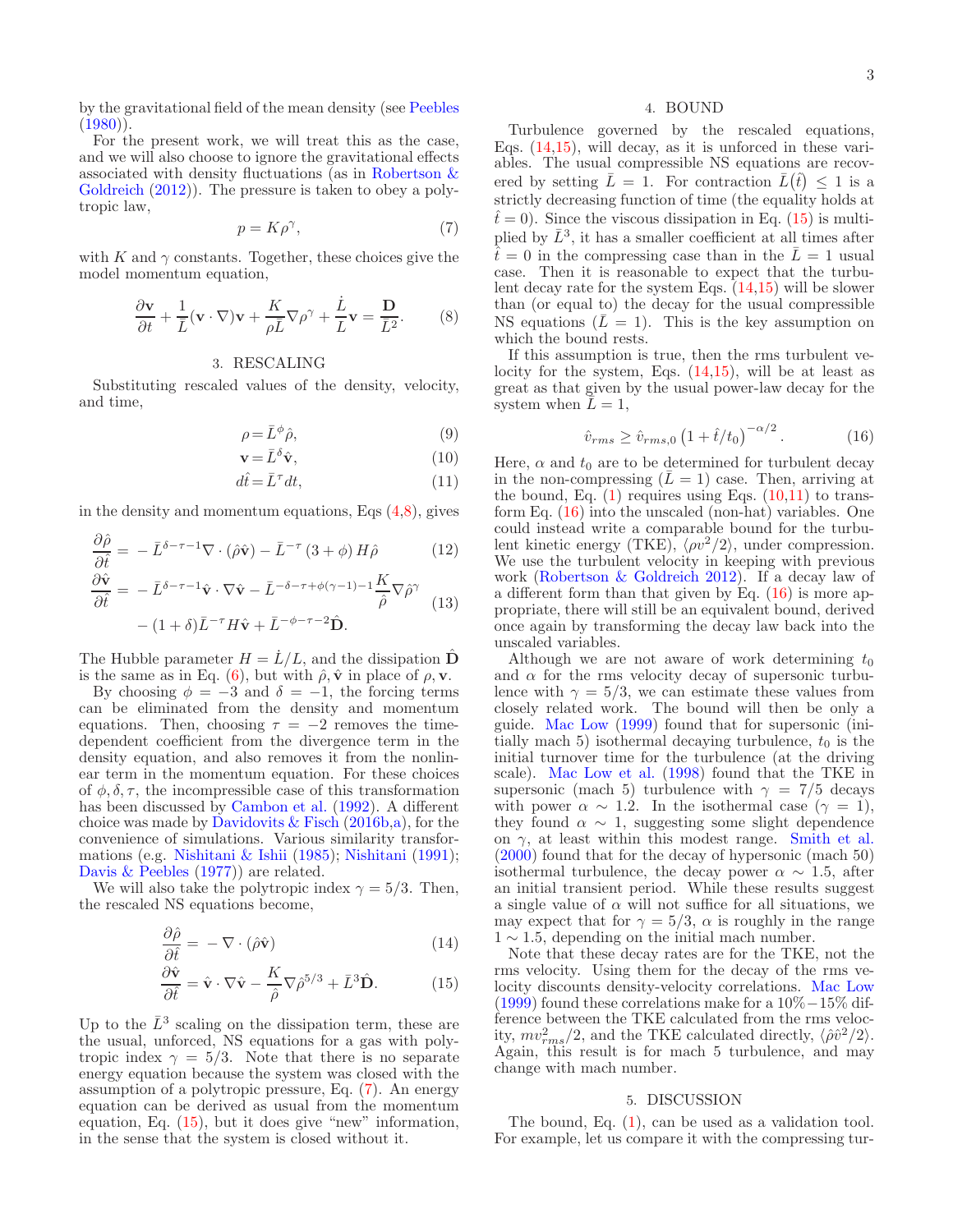by the gravitational field of the mean density (see Peebles (1980)).

For the present work, we will treat this as the case, and we will also choose to ignore the gravitational effects associated with density fluctuations (as in Robertson & Goldreich (2012)). The pressure is taken to obey a polytropic law,

$$p = K\rho^{\gamma}, \tag{7}$$

with $K$ and $\gamma$ constants. Together, these choices give the model momentum equation,

$$\frac{\partial \mathbf{v}}{\partial t} + \frac{1}{\bar{L}}(\mathbf{v}\cdot\nabla)\mathbf{v} + \frac{K}{\rho\bar{L}}\nabla\rho^{\gamma} + \frac{\dot{L}}{L}\mathbf{v} = \frac{\mathbf{D}}{\bar{L}^2}. \tag{8}$$

## 3. RESCALING

Substituting rescaled values of the density, velocity, and time,

$$\rho = \bar{L}^{\phi}\hat{\rho}, \tag{9}$$

$$\mathbf{v} = \bar{L}^{\delta}\hat{\mathbf{v}}, \tag{10}$$

$$d\hat{t} = \bar{L}^{\tau}dt, \tag{11}$$

in the density and momentum equations, Eqs (4,8), gives

$$\frac{\partial\hat{\rho}}{\partial\hat{t}} = -\bar{L}^{\delta-\tau-1}\nabla\cdot(\hat{\rho}\hat{\mathbf{v}}) - \bar{L}^{-\tau}(3+\phi)H\hat{\rho} \tag{12}$$

$$\frac{\partial\hat{\mathbf{v}}}{\partial\hat{t}} = -\bar{L}^{\delta-\tau-1}\hat{\mathbf{v}}\cdot\nabla\hat{\mathbf{v}} - \bar{L}^{-\delta-\tau+\phi(\gamma-1)-1}\frac{K}{\hat{\rho}}\nabla\hat{\rho}^{\gamma} - (1+\delta)\bar{L}^{-\tau}H\hat{\mathbf{v}} + \bar{L}^{-\phi-\tau-2}\hat{\mathbf{D}}. \tag{13}$$

The Hubble parameter $H = \dot{L}/L$, and the dissipation $\hat{\mathbf{D}}$ is the same as in Eq. (6), but with $\hat{\rho},\hat{\mathbf{v}}$ in place of $\rho,\mathbf{v}$.

By choosing $\phi = -3$ and $\delta = -1$, the forcing terms can be eliminated from the density and momentum equations. Then, choosing $\tau = -2$ removes the time-dependent coefficient from the divergence term in the density equation, and also removes it from the nonlinear term in the momentum equation. For these choices of $\phi,\delta,\tau$, the incompressible case of this transformation has been discussed by Cambon et al. (1992). A different choice was made by Davidovits & Fisch (2016b,a), for the convenience of simulations. Various similarity transformations (e.g. Nishitani & Ishii (1985); Nishitani (1991); Davis & Peebles (1977)) are related.

We will also take the polytropic index $\gamma = 5/3$. Then, the rescaled NS equations become,

$$\frac{\partial\hat{\rho}}{\partial\hat{t}} = -\nabla\cdot(\hat{\rho}\hat{\mathbf{v}}) \tag{14}$$

$$\frac{\partial\hat{\mathbf{v}}}{\partial\hat{t}} = \hat{\mathbf{v}}\cdot\nabla\hat{\mathbf{v}} - \frac{K}{\hat{\rho}}\nabla\hat{\rho}^{5/3} + \bar{L}^{3}\hat{\mathbf{D}}. \tag{15}$$

Up to the $\bar{L}^3$ scaling on the dissipation term, these are the usual, unforced, NS equations for a gas with polytropic index $\gamma = 5/3$. Note that there is no separate energy equation because the system was closed with the assumption of a polytropic pressure, Eq. (7). An energy equation can be derived as usual from the momentum equation, Eq. (15), but it does give "new" information, in the sense that the system is closed without it.

## 4. BOUND

Turbulence governed by the rescaled equations, Eqs. (14,15), will decay, as it is unforced in these variables. The usual compressible NS equations are recovered by setting $\bar{L} = 1$. For contraction $\bar{L}(\hat{t}) \leq 1$ is a strictly decreasing function of time (the equality holds at $\hat{t} = 0$). Since the viscous dissipation in Eq. (15) is multiplied by $\bar{L}^3$, it has a smaller coefficient at all times after $\hat{t} = 0$ in the compressing case than in the $\bar{L} = 1$ usual case. Then it is reasonable to expect that the turbulent decay rate for the system Eqs. (14,15) will be slower than (or equal to) the decay for the usual compressible NS equations ($\bar{L} = 1$). This is the key assumption on which the bound rests.

If this assumption is true, then the rms turbulent velocity for the system, Eqs. (14,15), will be at least as great as that given by the usual power-law decay for the system when $\bar{L} = 1$,

$$\hat{v}_{rms} \geq \hat{v}_{rms,0}\left(1 + \hat{t}/t_0\right)^{-\alpha/2}. \tag{16}$$

Here, $\alpha$ and $t_0$ are to be determined for turbulent decay in the non-compressing ($\bar{L} = 1$) case. Then, arriving at the bound, Eq. (1) requires using Eqs. (10,11) to transform Eq. (16) into the unscaled (non-hat) variables. One could instead write a comparable bound for the turbulent kinetic energy (TKE), $\langle\rho v^2/2\rangle$, under compression. We use the turbulent velocity in keeping with previous work (Robertson & Goldreich 2012). If a decay law of a different form than that given by Eq. (16) is more appropriate, there will still be an equivalent bound, derived once again by transforming the decay law back into the unscaled variables.

Although we are not aware of work determining $t_0$ and $\alpha$ for the rms velocity decay of supersonic turbulence with $\gamma = 5/3$, we can estimate these values from closely related work. The bound will then be only a guide. Mac Low (1999) found that for supersonic (initially mach 5) isothermal decaying turbulence, $t_0$ is the initial turnover time for the turbulence (at the driving scale). Mac Low et al. (1998) found that the TKE in supersonic (mach 5) turbulence with $\gamma = 7/5$ decays with power $\alpha \sim 1.2$. In the isothermal case ($\gamma = 1$), they found $\alpha \sim 1$, suggesting some slight dependence on $\gamma$, at least within this modest range. Smith et al. (2000) found that for the decay of hypersonic (mach 50) isothermal turbulence, the decay power $\alpha \sim 1.5$, after an initial transient period. While these results suggest a single value of $\alpha$ will not suffice for all situations, we may expect that for $\gamma = 5/3$, $\alpha$ is roughly in the range $1 \sim 1.5$, depending on the initial mach number.

Note that these decay rates are for the TKE, not the rms velocity. Using them for the decay of the rms velocity discounts density-velocity correlations. Mac Low (1999) found these correlations make for a 10%−15% difference between the TKE calculated from the rms velocity, $mv_{rms}^2/2$, and the TKE calculated directly, $\langle\hat{\rho}\hat{v}^2/2\rangle$. Again, this result is for mach 5 turbulence, and may change with mach number.

## 5. DISCUSSION

The bound, Eq. (1), can be used as a validation tool. For example, let us compare it with the compressing tur-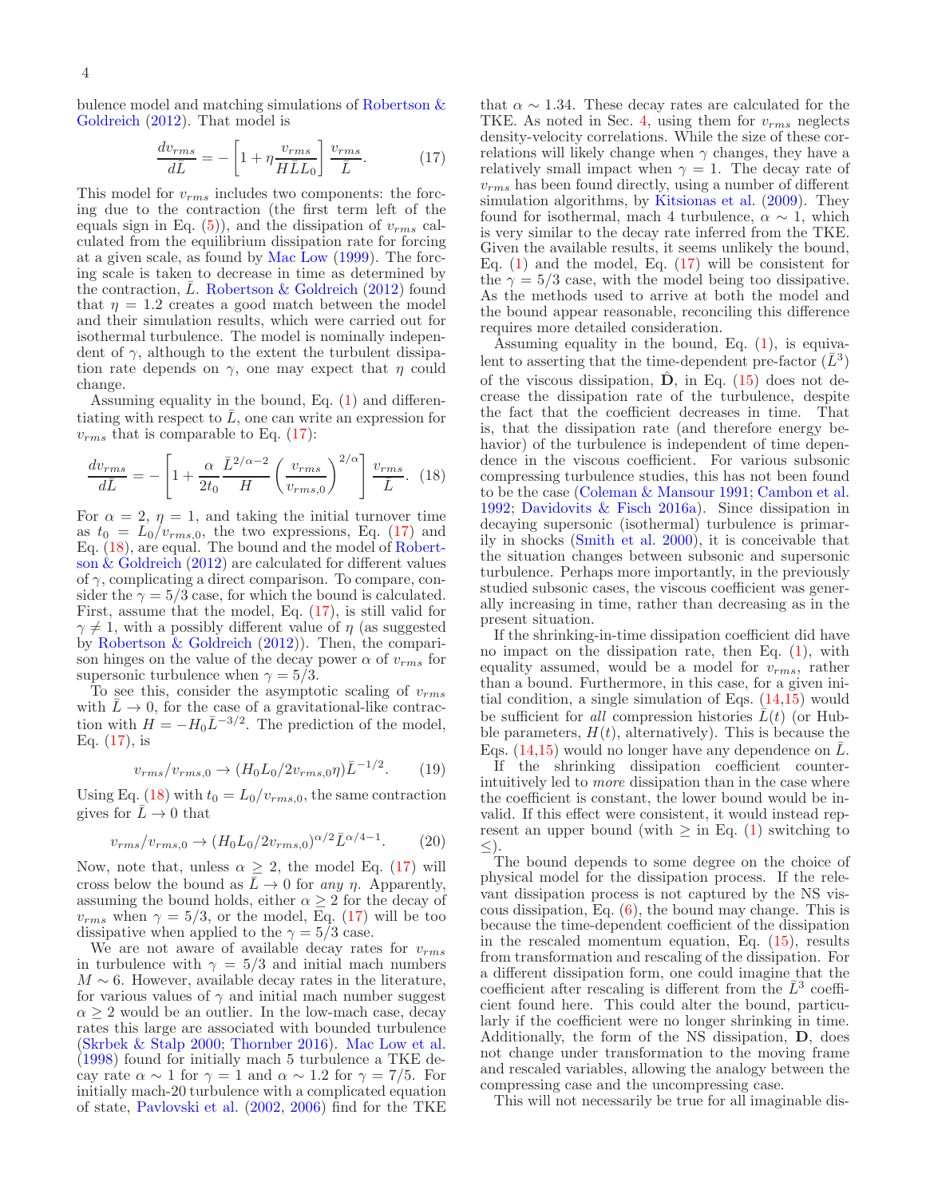bulence model and matching simulations of Robertson & Goldreich (2012). That model is

$$\frac{dv_{rms}}{d\bar{L}} = -\left[1 + \eta \frac{v_{rms}}{H\bar{L}L_0}\right] \frac{v_{rms}}{\bar{L}}. \quad (17)$$

This model for $v_{rms}$ includes two components: the forcing due to the contraction (the first term left of the equals sign in Eq. (5)), and the dissipation of $v_{rms}$ calculated from the equilibrium dissipation rate for forcing at a given scale, as found by Mac Low (1999). The forcing scale is taken to decrease in time as determined by the contraction, $\bar{L}$. Robertson & Goldreich (2012) found that $\eta = 1.2$ creates a good match between the model and their simulation results, which were carried out for isothermal turbulence. The model is nominally independent of $\gamma$, although to the extent the turbulent dissipation rate depends on $\gamma$, one may expect that $\eta$ could change.

Assuming equality in the bound, Eq. (1) and differentiating with respect to $\bar{L}$, one can write an expression for $v_{rms}$ that is comparable to Eq. (17):

$$\frac{dv_{rms}}{d\bar{L}} = -\left[1 + \frac{\alpha}{2t_0}\frac{\bar{L}^{2/\alpha-2}}{H}\left(\frac{v_{rms}}{v_{rms,0}}\right)^{2/\alpha}\right]\frac{v_{rms}}{\bar{L}}. \quad (18)$$

For $\alpha = 2$, $\eta = 1$, and taking the initial turnover time as $t_0 = L_0/v_{rms,0}$, the two expressions, Eq. (17) and Eq. (18), are equal. The bound and the model of Robertson & Goldreich (2012) are calculated for different values of $\gamma$, complicating a direct comparison. To compare, consider the $\gamma = 5/3$ case, for which the bound is calculated. First, assume that the model, Eq. (17), is still valid for $\gamma \neq 1$, with a possibly different value of $\eta$ (as suggested by Robertson & Goldreich (2012)). Then, the comparison hinges on the value of the decay power $\alpha$ of $v_{rms}$ for supersonic turbulence when $\gamma = 5/3$.

To see this, consider the asymptotic scaling of $v_{rms}$ with $\bar{L} \to 0$, for the case of a gravitational-like contraction with $H = -H_0\bar{L}^{-3/2}$. The prediction of the model, Eq. (17), is

$$v_{rms}/v_{rms,0} \to (H_0L_0/2v_{rms,0}\eta)\bar{L}^{-1/2}. \quad (19)$$

Using Eq. (18) with $t_0 = L_0/v_{rms,0}$, the same contraction gives for $\bar{L} \to 0$ that

$$v_{rms}/v_{rms,0} \to (H_0L_0/2v_{rms,0})^{\alpha/2}\bar{L}^{\alpha/4-1}. \quad (20)$$

Now, note that, unless $\alpha \geq 2$, the model Eq. (17) will cross below the bound as $\bar{L} \to 0$ for *any* $\eta$. Apparently, assuming the bound holds, either $\alpha \geq 2$ for the decay of $v_{rms}$ when $\gamma = 5/3$, or the model, Eq. (17) will be too dissipative when applied to the $\gamma = 5/3$ case.

We are not aware of available decay rates for $v_{rms}$ in turbulence with $\gamma = 5/3$ and initial mach numbers $M \sim 6$. However, available decay rates in the literature, for various values of $\gamma$ and initial mach number suggest $\alpha \geq 2$ would be an outlier. In the low-mach case, decay rates this large are associated with bounded turbulence (Skrbek & Stalp 2000; Thornber 2016). Mac Low et al. (1998) found for initially mach 5 turbulence a TKE decay rate $\alpha \sim 1$ for $\gamma = 1$ and $\alpha \sim 1.2$ for $\gamma = 7/5$. For initially mach-20 turbulence with a complicated equation of state, Pavlovski et al. (2002, 2006) find for the TKE that $\alpha \sim 1.34$. These decay rates are calculated for the TKE. As noted in Sec. 4, using them for $v_{rms}$ neglects density-velocity correlations. While the size of these correlations will likely change when $\gamma$ changes, they have a relatively small impact when $\gamma = 1$. The decay rate of $v_{rms}$ has been found directly, using a number of different simulation algorithms, by Kitsionas et al. (2009). They found for isothermal, mach 4 turbulence, $\alpha \sim 1$, which is very similar to the decay rate inferred from the TKE. Given the available results, it seems unlikely the bound, Eq. (1) and the model, Eq. (17) will be consistent for the $\gamma = 5/3$ case, with the model being too dissipative. As the methods used to arrive at both the model and the bound appear reasonable, reconciling this difference requires more detailed consideration.

Assuming equality in the bound, Eq. (1), is equivalent to asserting that the time-dependent pre-factor ($\bar{L}^3$) of the viscous dissipation, $\hat{\mathbf{D}}$, in Eq. (15) does not decrease the dissipation rate of the turbulence, despite the fact that the coefficient decreases in time. That is, that the dissipation rate (and therefore energy behavior) of the turbulence is independent of time dependence in the viscous coefficient. For various subsonic compressing turbulence studies, this has not been found to be the case (Coleman & Mansour 1991; Cambon et al. 1992; Davidovits & Fisch 2016a). Since dissipation in decaying supersonic (isothermal) turbulence is primarily in shocks (Smith et al. 2000), it is conceivable that the situation changes between subsonic and supersonic turbulence. Perhaps more importantly, in the previously studied subsonic cases, the viscous coefficient was generally increasing in time, rather than decreasing as in the present situation.

If the shrinking-in-time dissipation coefficient did have no impact on the dissipation rate, then Eq. (1), with equality assumed, would be a model for $v_{rms}$, rather than a bound. Furthermore, in this case, for a given initial condition, a single simulation of Eqs. (14,15) would be sufficient for *all* compression histories $\bar{L}(t)$ (or Hubble parameters, $H(t)$, alternatively). This is because the Eqs. (14,15) would no longer have any dependence on $\bar{L}$.

If the shrinking dissipation coefficient counter-intuitively led to *more* dissipation than in the case where the coefficient is constant, the lower bound would be invalid. If this effect were consistent, it would instead represent an upper bound (with $\geq$ in Eq. (1) switching to $\leq$).

The bound depends to some degree on the choice of physical model for the dissipation process. If the relevant dissipation process is not captured by the NS viscous dissipation, Eq. (6), the bound may change. This is because the time-dependent coefficient of the dissipation in the rescaled momentum equation, Eq. (15), results from transformation and rescaling of the dissipation. For a different dissipation form, one could imagine that the coefficient after rescaling is different from the $\bar{L}^3$ coefficient found here. This could alter the bound, particularly if the coefficient were no longer shrinking in time. Additionally, the form of the NS dissipation, $\mathbf{D}$, does not change under transformation to the moving frame and rescaled variables, allowing the analogy between the compressing case and the uncompressing case.

This will not necessarily be true for all imaginable dis-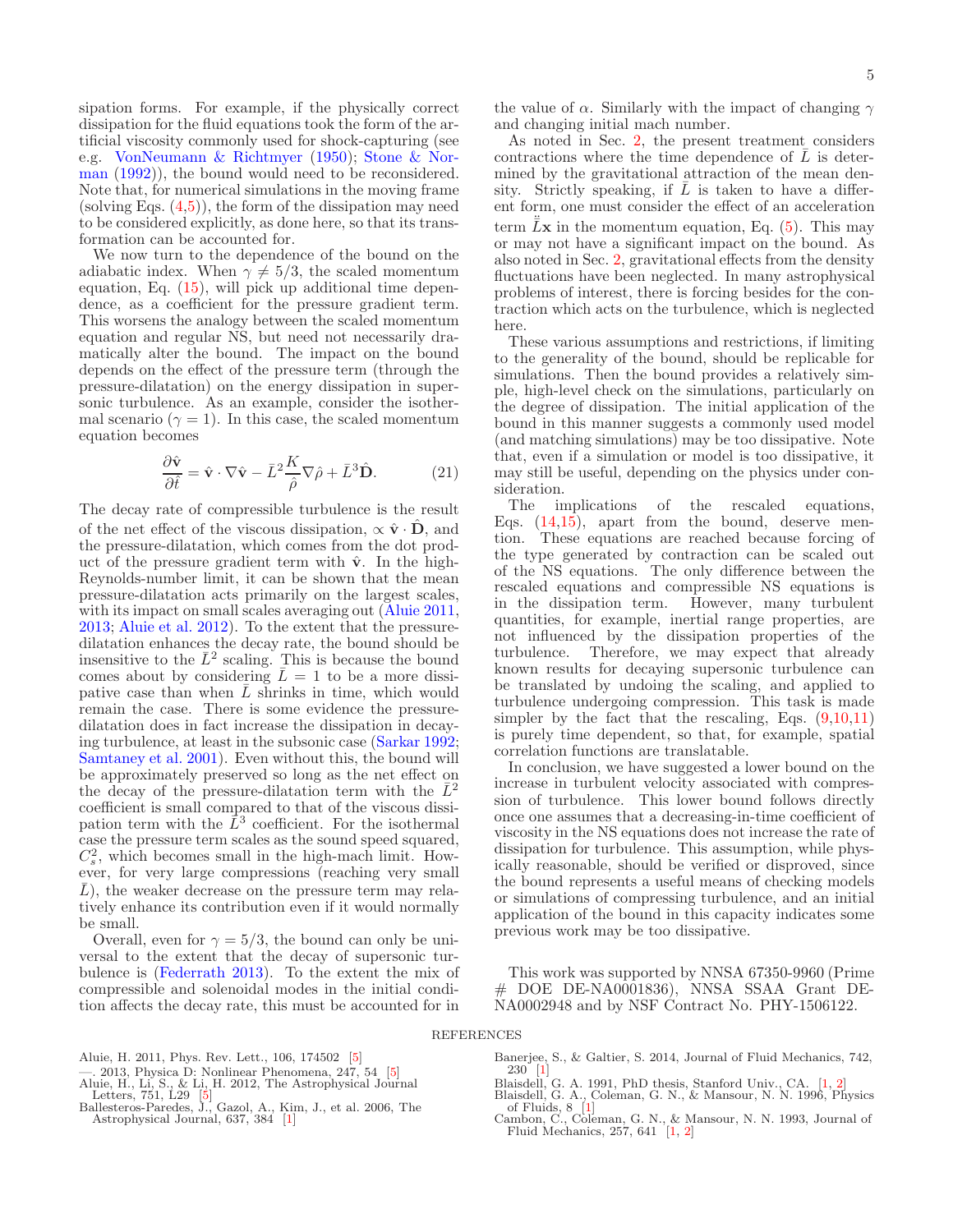sipation forms. For example, if the physically correct dissipation for the fluid equations took the form of the artificial viscosity commonly used for shock-capturing (see e.g. VonNeumann & Richtmyer (1950); Stone & Norman (1992)), the bound would need to be reconsidered. Note that, for numerical simulations in the moving frame (solving Eqs. (4,5)), the form of the dissipation may need to be considered explicitly, as done here, so that its transformation can be accounted for.

We now turn to the dependence of the bound on the adiabatic index. When $\gamma \neq 5/3$, the scaled momentum equation, Eq. (15), will pick up additional time dependence, as a coefficient for the pressure gradient term. This worsens the analogy between the scaled momentum equation and regular NS, but need not necessarily dramatically alter the bound. The impact on the bound depends on the effect of the pressure term (through the pressure-dilatation) on the energy dissipation in supersonic turbulence. As an example, consider the isothermal scenario ($\gamma = 1$). In this case, the scaled momentum equation becomes

$$\frac{\partial \hat{\mathbf{v}}}{\partial \hat{t}} = \hat{\mathbf{v}} \cdot \nabla \hat{\mathbf{v}} - \bar{L}^2 \frac{K}{\hat{\rho}} \nabla \hat{\rho} + \bar{L}^3 \hat{\mathbf{D}}. \qquad (21)$$

The decay rate of compressible turbulence is the result of the net effect of the viscous dissipation, $\propto \hat{\mathbf{v}} \cdot \hat{\mathbf{D}}$, and the pressure-dilatation, which comes from the dot product of the pressure gradient term with $\hat{\mathbf{v}}$. In the high-Reynolds-number limit, it can be shown that the mean pressure-dilatation acts primarily on the largest scales, with its impact on small scales averaging out (Aluie 2011, 2013; Aluie et al. 2012). To the extent that the pressure-dilatation enhances the decay rate, the bound should be insensitive to the $\bar{L}^2$ scaling. This is because the bound comes about by considering $\bar{L} = 1$ to be a more dissipative case than when $\bar{L}$ shrinks in time, which would remain the case. There is some evidence the pressure-dilatation does in fact increase the dissipation in decaying turbulence, at least in the subsonic case (Sarkar 1992; Samtaney et al. 2001). Even without this, the bound will be approximately preserved so long as the net effect on the decay of the pressure-dilatation term with the $\bar{L}^2$ coefficient is small compared to that of the viscous dissipation term with the $\bar{L}^3$ coefficient. For the isothermal case the pressure term scales as the sound speed squared, $C_s^2$, which becomes small in the high-mach limit. However, for very large compressions (reaching very small $\bar{L}$), the weaker decrease on the pressure term may relatively enhance its contribution even if it would normally be small.

Overall, even for $\gamma = 5/3$, the bound can only be universal to the extent that the decay of supersonic turbulence is (Federrath 2013). To the extent the mix of compressible and solenoidal modes in the initial condition affects the decay rate, this must be accounted for in the value of $\alpha$. Similarly with the impact of changing $\gamma$ and changing initial mach number.

As noted in Sec. 2, the present treatment considers contractions where the time dependence of $\bar{L}$ is determined by the gravitational attraction of the mean density. Strictly speaking, if $\bar{L}$ is taken to have a different form, one must consider the effect of an acceleration term $\ddot{\bar{L}}\mathbf{x}$ in the momentum equation, Eq. (5). This may or may not have a significant impact on the bound. As also noted in Sec. 2, gravitational effects from the density fluctuations have been neglected. In many astrophysical problems of interest, there is forcing besides for the contraction which acts on the turbulence, which is neglected here.

These various assumptions and restrictions, if limiting to the generality of the bound, should be replicable for simulations. Then the bound provides a relatively simple, high-level check on the simulations, particularly on the degree of dissipation. The initial application of the bound in this manner suggests a commonly used model (and matching simulations) may be too dissipative. Note that, even if a simulation or model is too dissipative, it may still be useful, depending on the physics under consideration.

The implications of the rescaled equations, Eqs. (14,15), apart from the bound, deserve mention. These equations are reached because forcing of the type generated by contraction can be scaled out of the NS equations. The only difference between the rescaled equations and compressible NS equations is in the dissipation term. However, many turbulent quantities, for example, inertial range properties, are not influenced by the dissipation properties of the turbulence. Therefore, we may expect that already known results for decaying supersonic turbulence can be translated by undoing the scaling, and applied to turbulence undergoing compression. This task is made simpler by the fact that the rescaling, Eqs. (9,10,11) is purely time dependent, so that, for example, spatial correlation functions are translatable.

In conclusion, we have suggested a lower bound on the increase in turbulent velocity associated with compression of turbulence. This lower bound follows directly once one assumes that a decreasing-in-time coefficient of viscosity in the NS equations does not increase the rate of dissipation for turbulence. This assumption, while physically reasonable, should be verified or disproved, since the bound represents a useful means of checking models or simulations of compressing turbulence, and an initial application of the bound in this capacity indicates some previous work may be too dissipative.

This work was supported by NNSA 67350-9960 (Prime # DOE DE-NA0001836), NNSA SSAA Grant DE-NA0002948 and by NSF Contract No. PHY-1506122.

## REFERENCES

Aluie, H. 2011, Phys. Rev. Lett., 106, 174502 [5]

—. 2013, Physica D: Nonlinear Phenomena, 247, 54 [5]

Aluie, H., Li, S., & Li, H. 2012, The Astrophysical Journal Letters, 751, L29 [5]

Ballesteros-Paredes, J., Gazol, A., Kim, J., et al. 2006, The Astrophysical Journal, 637, 384 [1]

Banerjee, S., & Galtier, S. 2014, Journal of Fluid Mechanics, 742, 230 [1]

Blaisdell, G. A. 1991, PhD thesis, Stanford Univ., CA. [1, 2]

Blaisdell, G. A., Coleman, G. N., & Mansour, N. N. 1996, Physics of Fluids, 8 [1]

Cambon, C., Coleman, G. N., & Mansour, N. N. 1993, Journal of Fluid Mechanics, 257, 641 [1, 2]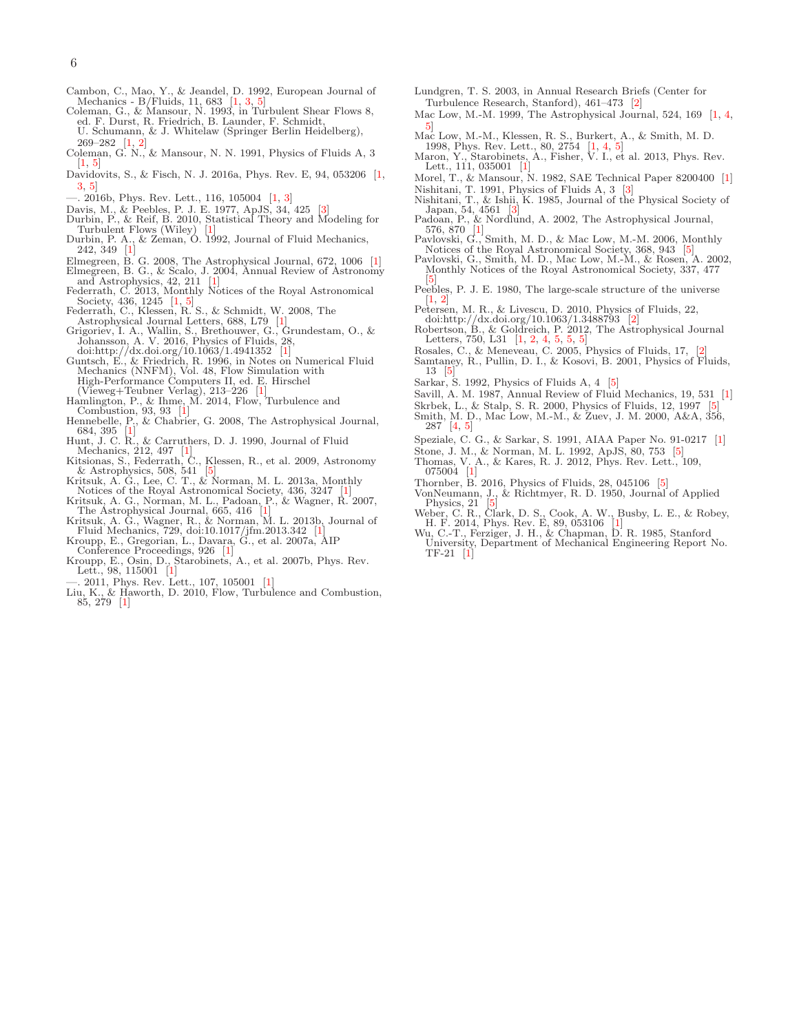Cambon, C., Mao, Y., & Jeandel, D. 1992, European Journal of Mechanics - B/Fluids, 11, 683 [1, 3, 5]

Coleman, G., & Mansour, N. 1993, in Turbulent Shear Flows 8, ed. F. Durst, R. Friedrich, B. Launder, F. Schmidt, U. Schumann, & J. Whitelaw (Springer Berlin Heidelberg), 269–282 [1, 2]

Coleman, G. N., & Mansour, N. N. 1991, Physics of Fluids A, 3 [1, 5]

Davidovits, S., & Fisch, N. J. 2016a, Phys. Rev. E, 94, 053206 [1, 3, 5]

—. 2016b, Phys. Rev. Lett., 116, 105004 [1, 3]

Davis, M., & Peebles, P. J. E. 1977, ApJS, 34, 425 [3]

Durbin, P., & Reif, B. 2010, Statistical Theory and Modeling for Turbulent Flows (Wiley) [1]

Durbin, P. A., & Zeman, O. 1992, Journal of Fluid Mechanics, 242, 349 [1]

Elmegreen, B. G. 2008, The Astrophysical Journal, 672, 1006 [1]

Elmegreen, B. G., & Scalo, J. 2004, Annual Review of Astronomy and Astrophysics, 42, 211 [1]

Federrath, C. 2013, Monthly Notices of the Royal Astronomical Society, 436, 1245 [1, 5]

Federrath, C., Klessen, R. S., & Schmidt, W. 2008, The Astrophysical Journal Letters, 688, L79 [1]

Grigoriev, I. A., Wallin, S., Brethouwer, G., Grundestam, O., & Johansson, A. V. 2016, Physics of Fluids, 28, doi:http://dx.doi.org/10.1063/1.4941352 [1]

Guntsch, E., & Friedrich, R. 1996, in Notes on Numerical Fluid Mechanics (NNFM), Vol. 48, Flow Simulation with High-Performance Computers II, ed. E. Hirschel (Vieweg+Teubner Verlag), 213–226 [1]

Hamlington, P., & Ihme, M. 2014, Flow, Turbulence and Combustion, 93, 93 [1]

Hennebelle, P., & Chabrier, G. 2008, The Astrophysical Journal, 684, 395 [1]

Hunt, J. C. R., & Carruthers, D. J. 1990, Journal of Fluid Mechanics, 212, 497 [1]

Kitsionas, S., Federrath, C., Klessen, R., et al. 2009, Astronomy & Astrophysics, 508, 541 [5]

Kritsuk, A. G., Lee, C. T., & Norman, M. L. 2013a, Monthly Notices of the Royal Astronomical Society, 436, 3247 [1]

Kritsuk, A. G., Norman, M. L., Padoan, P., & Wagner, R. 2007, The Astrophysical Journal, 665, 416 [1]

Kritsuk, A. G., Wagner, R., & Norman, M. L. 2013b, Journal of Fluid Mechanics, 729, doi:10.1017/jfm.2013.342 [1]

Kroupp, E., Gregorian, L., Davara, G., et al. 2007a, AIP Conference Proceedings, 926 [1]

Kroupp, E., Osin, D., Starobinets, A., et al. 2007b, Phys. Rev. Lett., 98, 115001 [1]

—. 2011, Phys. Rev. Lett., 107, 105001 [1]

Liu, K., & Haworth, D. 2010, Flow, Turbulence and Combustion, 85, 279 [1]

Lundgren, T. S. 2003, in Annual Research Briefs (Center for Turbulence Research, Stanford), 461–473 [2]

Mac Low, M.-M. 1999, The Astrophysical Journal, 524, 169 [1, 4, 5]

Mac Low, M.-M., Klessen, R. S., Burkert, A., & Smith, M. D. 1998, Phys. Rev. Lett., 80, 2754 [1, 4, 5]

Maron, Y., Starobinets, A., Fisher, V. I., et al. 2013, Phys. Rev. Lett., 111, 035001 [1]

Morel, T., & Mansour, N. 1982, SAE Technical Paper 8200400 [1]

Nishitani, T. 1991, Physics of Fluids A, 3 [3]

Nishitani, T., & Ishii, K. 1985, Journal of the Physical Society of Japan, 54, 4561 [3]

Padoan, P., & Nordlund, A. 2002, The Astrophysical Journal, 576, 870 [1]

Pavlovski, G., Smith, M. D., & Mac Low, M.-M. 2006, Monthly Notices of the Royal Astronomical Society, 368, 943 [5]

Pavlovski, G., Smith, M. D., Mac Low, M.-M., & Rosen, A. 2002, Monthly Notices of the Royal Astronomical Society, 337, 477 [5]

Peebles, P. J. E. 1980, The large-scale structure of the universe [1, 2]

Petersen, M. R., & Livescu, D. 2010, Physics of Fluids, 22, doi:http://dx.doi.org/10.1063/1.3488793 [2]

Robertson, B., & Goldreich, P. 2012, The Astrophysical Journal Letters, 750, L31 [1, 2, 4, 5, 5, 5]

Rosales, C., & Meneveau, C. 2005, Physics of Fluids, 17, [2]

Samtaney, R., Pullin, D. I., & Kosovi, B. 2001, Physics of Fluids, 13 [5]

Sarkar, S. 1992, Physics of Fluids A, 4 [5]

Savill, A. M. 1987, Annual Review of Fluid Mechanics, 19, 531 [1]

Skrbek, L., & Stalp, S. R. 2000, Physics of Fluids, 12, 1997 [5]

Smith, M. D., Mac Low, M.-M., & Zuev, J. M. 2000, A&A, 356, 287 [4, 5]

Speziale, C. G., & Sarkar, S. 1991, AIAA Paper No. 91-0217 [1]

Stone, J. M., & Norman, M. L. 1992, ApJS, 80, 753 [5]

Thomas, V. A., & Kares, R. J. 2012, Phys. Rev. Lett., 109, 075004 [1]

Thornber, B. 2016, Physics of Fluids, 28, 045106 [5]

VonNeumann, J., & Richtmyer, R. D. 1950, Journal of Applied Physics, 21 [5]

Weber, C. R., Clark, D. S., Cook, A. W., Busby, L. E., & Robey, H. F. 2014, Phys. Rev. E, 89, 053106 [1]

Wu, C.-T., Ferziger, J. H., & Chapman, D. R. 1985, Stanford University, Department of Mechanical Engineering Report No. TF-21 [1]